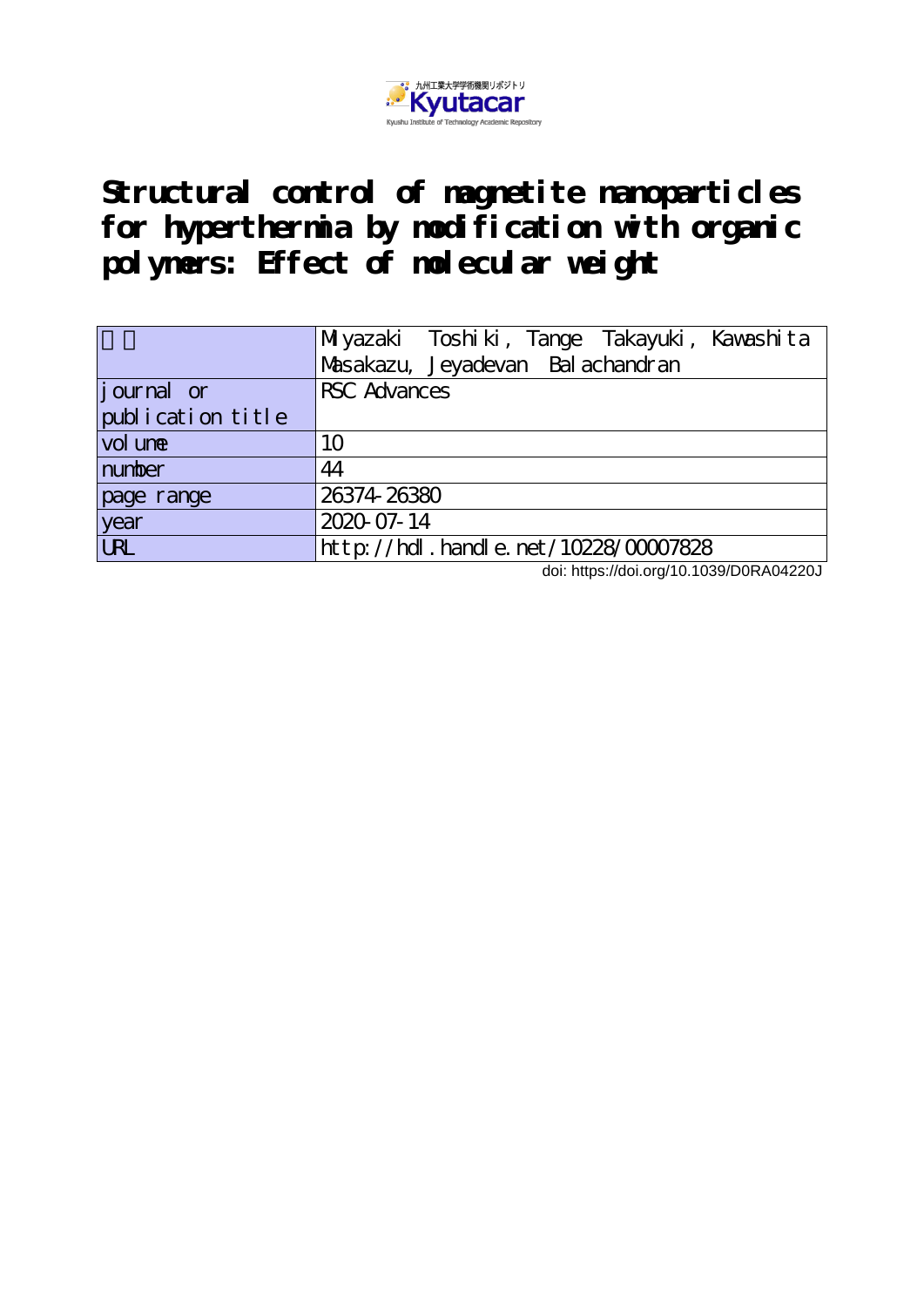九州工業大学学術機関リポジトリ Kyutacar

Kyushu Institute of Technology Academic Repository

# Structural control of magnetite nanoparticles for hyperthermia by modification with organic polymers: Effect of molecular weight

| 著者 | Miyazaki Toshiki, Tange Takayuki, Kawashita Masakazu, Jeyadevan Balachandran |
|---|---|
| journal or publication title | RSC Advances |
| volume | 10 |
| number | 44 |
| page range | 26374-26380 |
| year | 2020-07-14 |
| URL | http://hdl.handle.net/10228/00007828 |

doi: https://doi.org/10.1039/D0RA04220J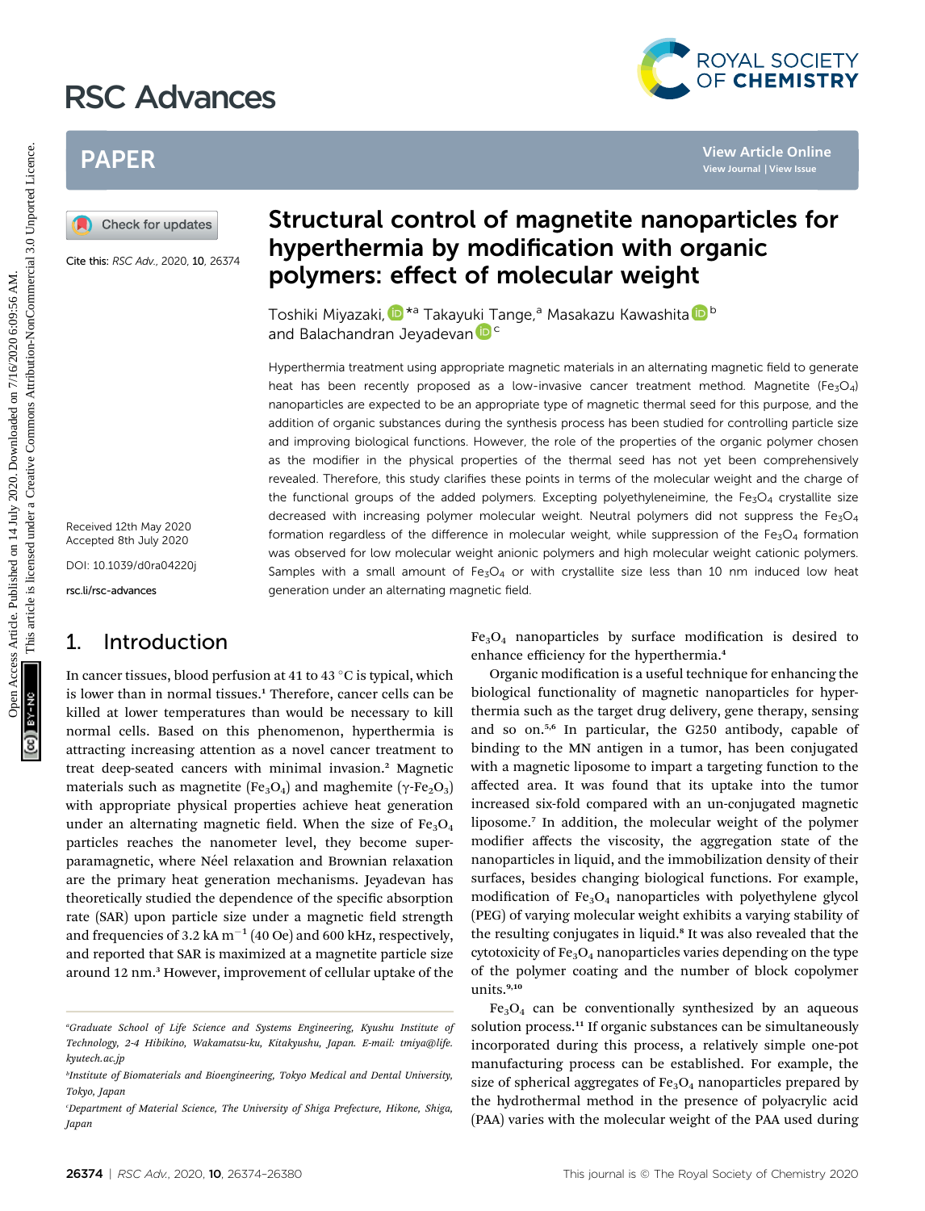# RSC Advances

## PAPER

Cite this: *RSC Adv.*, 2020, **10**, 26374

# Structural control of magnetite nanoparticles for hyperthermia by modification with organic polymers: effect of molecular weight

Toshiki Miyazaki,*[a] Takayuki Tange,[a] Masakazu Kawashita[b] and Balachandran Jeyadevan[c]

Received 12th May 2020
Accepted 8th July 2020

DOI: 10.1039/d0ra04220j

rsc.li/rsc-advances

Hyperthermia treatment using appropriate magnetic materials in an alternating magnetic field to generate heat has been recently proposed as a low-invasive cancer treatment method. Magnetite ($Fe_3O_4$) nanoparticles are expected to be an appropriate type of magnetic thermal seed for this purpose, and the addition of organic substances during the synthesis process has been studied for controlling particle size and improving biological functions. However, the role of the properties of the organic polymer chosen as the modifier in the physical properties of the thermal seed has not yet been comprehensively revealed. Therefore, this study clarifies these points in terms of the molecular weight and the charge of the functional groups of the added polymers. Excepting polyethyleneimine, the $Fe_3O_4$ crystallite size decreased with increasing polymer molecular weight. Neutral polymers did not suppress the $Fe_3O_4$ formation regardless of the difference in molecular weight, while suppression of the $Fe_3O_4$ formation was observed for low molecular weight anionic polymers and high molecular weight cationic polymers. Samples with a small amount of $Fe_3O_4$ or with crystallite size less than 10 nm induced low heat generation under an alternating magnetic field.

## 1. Introduction

In cancer tissues, blood perfusion at 41 to 43 °C is typical, which is lower than in normal tissues.[1] Therefore, cancer cells can be killed at lower temperatures than would be necessary to kill normal cells. Based on this phenomenon, hyperthermia is attracting increasing attention as a novel cancer treatment to treat deep-seated cancers with minimal invasion.[2] Magnetic materials such as magnetite ($Fe_3O_4$) and maghemite ($\gamma$-$Fe_2O_3$) with appropriate physical properties achieve heat generation under an alternating magnetic field. When the size of $Fe_3O_4$ particles reaches the nanometer level, they become superparamagnetic, where Néel relaxation and Brownian relaxation are the primary heat generation mechanisms. Jeyadevan has theoretically studied the dependence of the specific absorption rate (SAR) upon particle size under a magnetic field strength and frequencies of 3.2 kA m$^{-1}$ (40 Oe) and 600 kHz, respectively, and reported that SAR is maximized at a magnetite particle size around 12 nm.[3] However, improvement of cellular uptake of the $Fe_3O_4$ nanoparticles by surface modification is desired to enhance efficiency for the hyperthermia.[4]

Organic modification is a useful technique for enhancing the biological functionality of magnetic nanoparticles for hyperthermia such as the target drug delivery, gene therapy, sensing and so on.[5,6] In particular, the G250 antibody, capable of binding to the MN antigen in a tumor, has been conjugated with a magnetic liposome to impart a targeting function to the affected area. It was found that its uptake into the tumor increased six-fold compared with an un-conjugated magnetic liposome.[7] In addition, the molecular weight of the polymer modifier affects the viscosity, the aggregation state of the nanoparticles in liquid, and the immobilization density of their surfaces, besides changing biological functions. For example, modification of $Fe_3O_4$ nanoparticles with polyethylene glycol (PEG) of varying molecular weight exhibits a varying stability of the resulting conjugates in liquid.[8] It was also revealed that the cytotoxicity of $Fe_3O_4$ nanoparticles varies depending on the type of the polymer coating and the number of block copolymer units.[9,10]

$Fe_3O_4$ can be conventionally synthesized by an aqueous solution process.[11] If organic substances can be simultaneously incorporated during this process, a relatively simple one-pot manufacturing process can be established. For example, the size of spherical aggregates of $Fe_3O_4$ nanoparticles prepared by the hydrothermal method in the presence of polyacrylic acid (PAA) varies with the molecular weight of the PAA used during

[a] Graduate School of Life Science and Systems Engineering, Kyushu Institute of Technology, 2-4 Hibikino, Wakamatsu-ku, Kitakyushu, Japan. E-mail: tmiya@life.kyutech.ac.jp

[b] Institute of Biomaterials and Bioengineering, Tokyo Medical and Dental University, Tokyo, Japan

[c] Department of Material Science, The University of Shiga Prefecture, Hikone, Shiga, Japan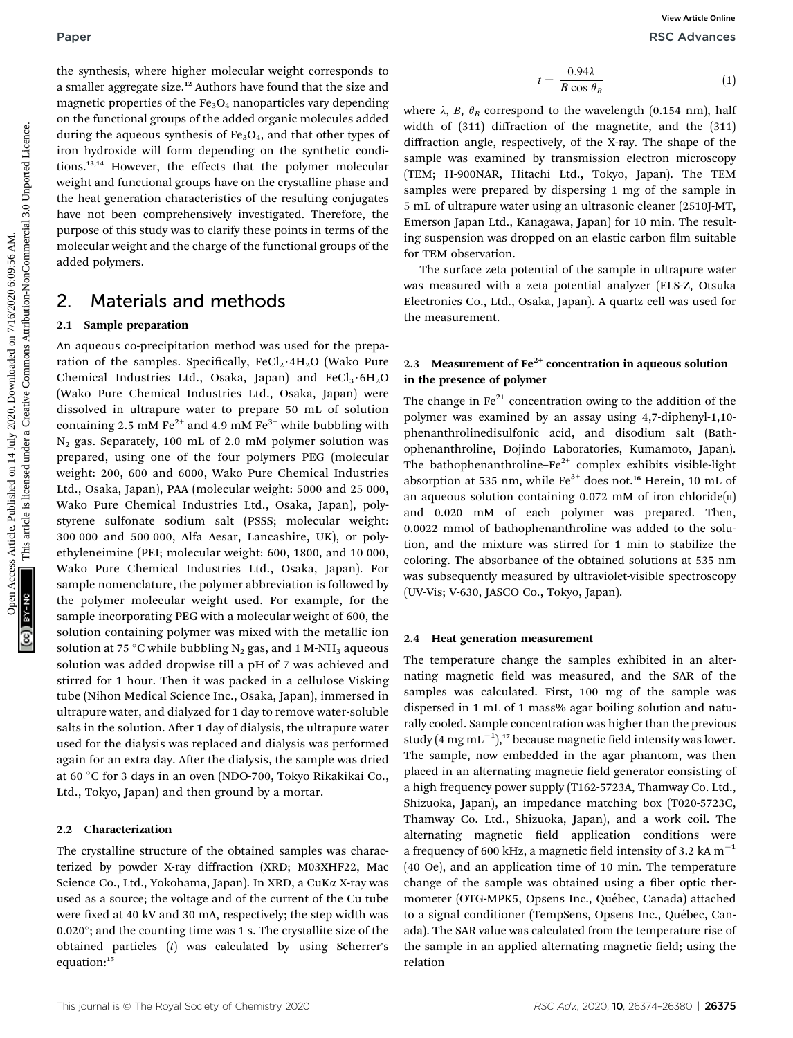the synthesis, where higher molecular weight corresponds to a smaller aggregate size.[12] Authors have found that the size and magnetic properties of the $Fe_3O_4$ nanoparticles vary depending on the functional groups of the added organic molecules added during the aqueous synthesis of $Fe_3O_4$, and that other types of iron hydroxide will form depending on the synthetic conditions.[13,14] However, the effects that the polymer molecular weight and functional groups have on the crystalline phase and the heat generation characteristics of the resulting conjugates have not been comprehensively investigated. Therefore, the purpose of this study was to clarify these points in terms of the molecular weight and the charge of the functional groups of the added polymers.

## 2. Materials and methods

### 2.1 Sample preparation

An aqueous co-precipitation method was used for the preparation of the samples. Specifically, $FeCl_2 \cdot 4H_2O$ (Wako Pure Chemical Industries Ltd., Osaka, Japan) and $FeCl_3 \cdot 6H_2O$ (Wako Pure Chemical Industries Ltd., Osaka, Japan) were dissolved in ultrapure water to prepare 50 mL of solution containing 2.5 mM $Fe^{2+}$ and 4.9 mM $Fe^{3+}$ while bubbling with $N_2$ gas. Separately, 100 mL of 2.0 mM polymer solution was prepared, using one of the four polymers PEG (molecular weight: 200, 600 and 6000, Wako Pure Chemical Industries Ltd., Osaka, Japan), PAA (molecular weight: 5000 and 25 000, Wako Pure Chemical Industries Ltd., Osaka, Japan), polystyrene sulfonate sodium salt (PSSS; molecular weight: 300 000 and 500 000, Alfa Aesar, Lancashire, UK), or polyethyleneimine (PEI; molecular weight: 600, 1800, and 10 000, Wako Pure Chemical Industries Ltd., Osaka, Japan). For sample nomenclature, the polymer abbreviation is followed by the polymer molecular weight used. For example, for the sample incorporating PEG with a molecular weight of 600, the solution containing polymer was mixed with the metallic ion solution at 75 °C while bubbling $N_2$ gas, and 1 M-$NH_3$ aqueous solution was added dropwise till a pH of 7 was achieved and stirred for 1 hour. Then it was packed in a cellulose Visking tube (Nihon Medical Science Inc., Osaka, Japan), immersed in ultrapure water, and dialyzed for 1 day to remove water-soluble salts in the solution. After 1 day of dialysis, the ultrapure water used for the dialysis was replaced and dialysis was performed again for an extra day. After the dialysis, the sample was dried at 60 °C for 3 days in an oven (NDO-700, Tokyo Rikakikai Co., Ltd., Tokyo, Japan) and then ground by a mortar.

### 2.2 Characterization

The crystalline structure of the obtained samples was characterized by powder X-ray diffraction (XRD; M03XHF22, Mac Science Co., Ltd., Yokohama, Japan). In XRD, a CuKα X-ray was used as a source; the voltage and of the current of the Cu tube were fixed at 40 kV and 30 mA, respectively; the step width was 0.020°; and the counting time was 1 s. The crystallite size of the obtained particles ($t$) was calculated by using Scherrer's equation:[15]

$$t = \frac{0.94\lambda}{B\cos\theta_B} \tag{1}$$

where $\lambda$, $B$, $\theta_B$ correspond to the wavelength (0.154 nm), half width of (311) diffraction of the magnetite, and the (311) diffraction angle, respectively, of the X-ray. The shape of the sample was examined by transmission electron microscopy (TEM; H-900NAR, Hitachi Ltd., Tokyo, Japan). The TEM samples were prepared by dispersing 1 mg of the sample in 5 mL of ultrapure water using an ultrasonic cleaner (2510J-MT, Emerson Japan Ltd., Kanagawa, Japan) for 10 min. The resulting suspension was dropped on an elastic carbon film suitable for TEM observation.

The surface zeta potential of the sample in ultrapure water was measured with a zeta potential analyzer (ELS-Z, Otsuka Electronics Co., Ltd., Osaka, Japan). A quartz cell was used for the measurement.

### 2.3 Measurement of $Fe^{2+}$ concentration in aqueous solution in the presence of polymer

The change in $Fe^{2+}$ concentration owing to the addition of the polymer was examined by an assay using 4,7-diphenyl-1,10-phenanthrolinedisulfonic acid, and disodium salt (Bathophenanthroline, Dojindo Laboratories, Kumamoto, Japan). The bathophenanthroline–$Fe^{2+}$ complex exhibits visible-light absorption at 535 nm, while $Fe^{3+}$ does not.[16] Herein, 10 mL of an aqueous solution containing 0.072 mM of iron chloride(II) and 0.020 mM of each polymer was prepared. Then, 0.0022 mmol of bathophenanthroline was added to the solution, and the mixture was stirred for 1 min to stabilize the coloring. The absorbance of the obtained solutions at 535 nm was subsequently measured by ultraviolet-visible spectroscopy (UV-Vis; V-630, JASCO Co., Tokyo, Japan).

### 2.4 Heat generation measurement

The temperature change the samples exhibited in an alternating magnetic field was measured, and the SAR of the samples was calculated. First, 100 mg of the sample was dispersed in 1 mL of 1 mass% agar boiling solution and naturally cooled. Sample concentration was higher than the previous study (4 mg mL$^{-1}$),[17] because magnetic field intensity was lower. The sample, now embedded in the agar phantom, was then placed in an alternating magnetic field generator consisting of a high frequency power supply (T162-5723A, Thamway Co. Ltd., Shizuoka, Japan), an impedance matching box (T020-5723C, Thamway Co. Ltd., Shizuoka, Japan), and a work coil. The alternating magnetic field application conditions were a frequency of 600 kHz, a magnetic field intensity of 3.2 kA m$^{-1}$ (40 Oe), and an application time of 10 min. The temperature change of the sample was obtained using a fiber optic thermometer (OTG-MPK5, Opsens Inc., Québec, Canada) attached to a signal conditioner (TempSens, Opsens Inc., Québec, Canada). The SAR value was calculated from the temperature rise of the sample in an applied alternating magnetic field; using the relation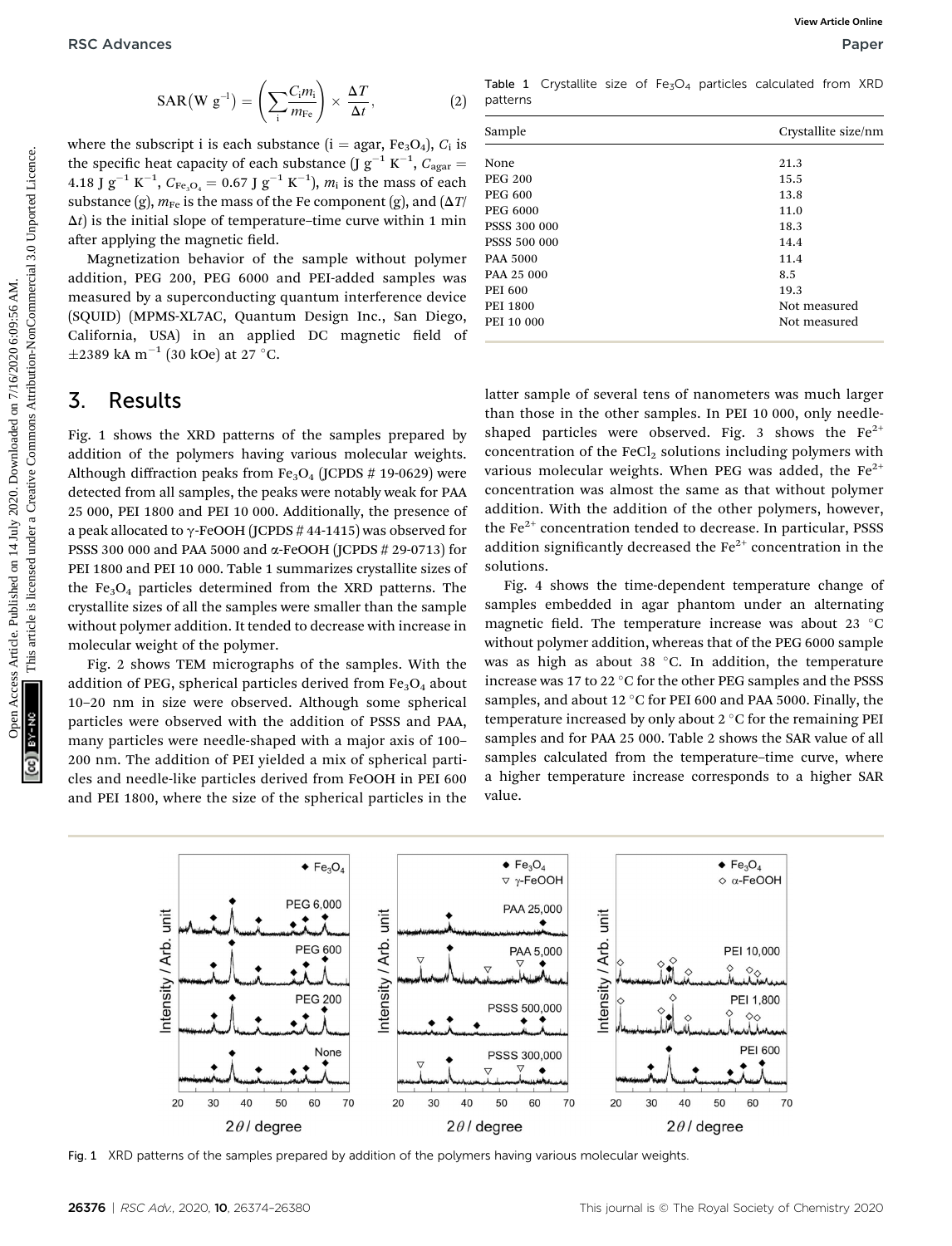$$\mathrm{SAR}(\mathrm{W\ g^{-1}}) = \left(\sum_{i} \frac{C_i m_i}{m_{\mathrm{Fe}}}\right) \times \frac{\Delta T}{\Delta t}, \tag{2}$$

where the subscript i is each substance (i = agar, $Fe_3O_4$), $C_i$ is the specific heat capacity of each substance (J $g^{-1}$ $K^{-1}$, $C_{agar}$ = 4.18 J $g^{-1}$ $K^{-1}$, $C_{Fe_3O_4}$ = 0.67 J $g^{-1}$ $K^{-1}$), $m_i$ is the mass of each substance (g), $m_{Fe}$ is the mass of the Fe component (g), and ($\Delta T/\Delta t$) is the initial slope of temperature–time curve within 1 min after applying the magnetic field.

Magnetization behavior of the sample without polymer addition, PEG 200, PEG 6000 and PEI-added samples was measured by a superconducting quantum interference device (SQUID) (MPMS-XL7AC, Quantum Design Inc., San Diego, California, USA) in an applied DC magnetic field of ±2389 kA $m^{-1}$ (30 kOe) at 27 °C.

# 3. Results

Fig. 1 shows the XRD patterns of the samples prepared by addition of the polymers having various molecular weights. Although diffraction peaks from $Fe_3O_4$ (JCPDS # 19-0629) were detected from all samples, the peaks were notably weak for PAA 25 000, PEI 1800 and PEI 10 000. Additionally, the presence of a peak allocated to γ-FeOOH (JCPDS # 44-1415) was observed for PSSS 300 000 and PAA 5000 and α-FeOOH (JCPDS # 29-0713) for PEI 1800 and PEI 10 000. Table 1 summarizes crystallite sizes of the $Fe_3O_4$ particles determined from the XRD patterns. The crystallite sizes of all the samples were smaller than the sample without polymer addition. It tended to decrease with increase in molecular weight of the polymer.

Fig. 2 shows TEM micrographs of the samples. With the addition of PEG, spherical particles derived from $Fe_3O_4$ about 10–20 nm in size were observed. Although some spherical particles were observed with the addition of PSSS and PAA, many particles were needle-shaped with a major axis of 100–200 nm. The addition of PEI yielded a mix of spherical particles and needle-like particles derived from FeOOH in PEI 600 and PEI 1800, where the size of the spherical particles in the latter sample of several tens of nanometers was much larger than those in the other samples. In PEI 10 000, only needle-shaped particles were observed. Fig. 3 shows the $Fe^{2+}$ concentration of the $FeCl_2$ solutions including polymers with various molecular weights. When PEG was added, the $Fe^{2+}$ concentration was almost the same as that without polymer addition. With the addition of the other polymers, however, the $Fe^{2+}$ concentration tended to decrease. In particular, PSSS addition significantly decreased the $Fe^{2+}$ concentration in the solutions.

Fig. 4 shows the time-dependent temperature change of samples embedded in agar phantom under an alternating magnetic field. The temperature increase was about 23 °C without polymer addition, whereas that of the PEG 6000 sample was as high as about 38 °C. In addition, the temperature increase was 17 to 22 °C for the other PEG samples and the PSSS samples, and about 12 °C for PEI 600 and PAA 5000. Finally, the temperature increased by only about 2 °C for the remaining PEI samples and for PAA 25 000. Table 2 shows the SAR value of all samples calculated from the temperature–time curve, where a higher temperature increase corresponds to a higher SAR value.

Table 1 Crystallite size of $Fe_3O_4$ particles calculated from XRD patterns

| Sample | Crystallite size/nm |
|---|---|
| None | 21.3 |
| PEG 200 | 15.5 |
| PEG 600 | 13.8 |
| PEG 6000 | 11.0 |
| PSSS 300 000 | 18.3 |
| PSSS 500 000 | 14.4 |
| PAA 5000 | 11.4 |
| PAA 25 000 | 8.5 |
| PEI 600 | 19.3 |
| PEI 1800 | Not measured |
| PEI 10 000 | Not measured |

Fig. 1 XRD patterns of the samples prepared by addition of the polymers having various molecular weights.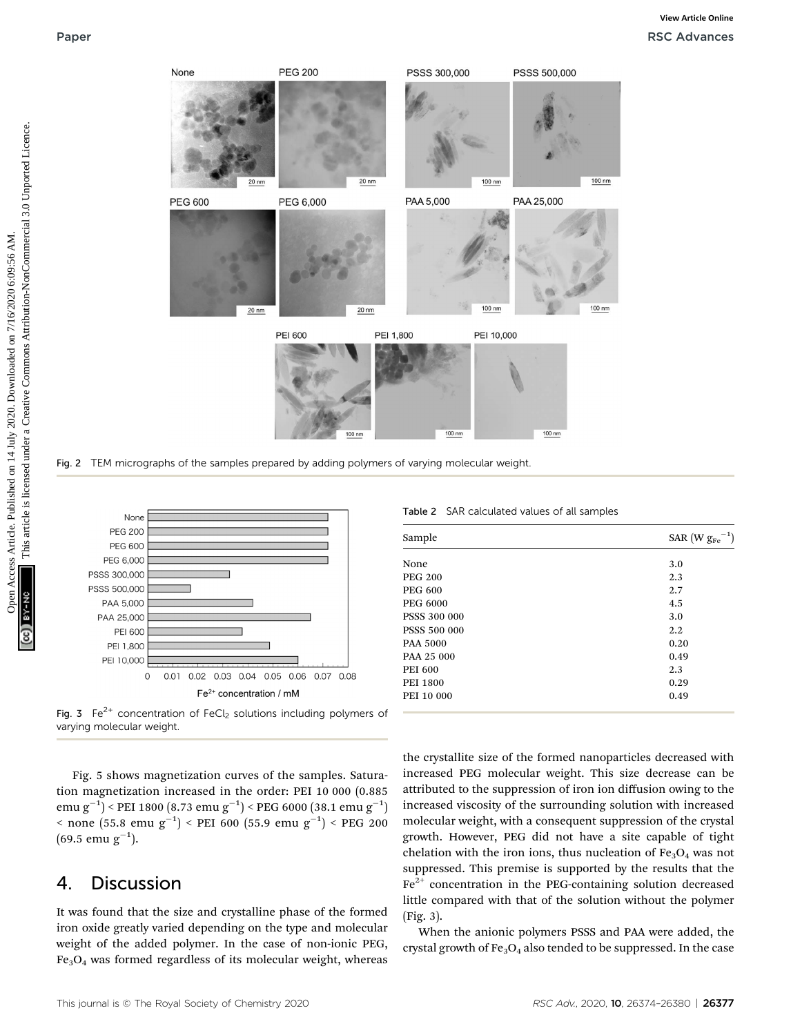Fig. 2 TEM micrographs of the samples prepared by adding polymers of varying molecular weight.

Fig. 3 $Fe^{2+}$ concentration of $FeCl_2$ solutions including polymers of varying molecular weight.

Table 2 SAR calculated values of all samples

| Sample | SAR (W $g_{Fe}^{-1}$) |
|---|---|
| None | 3.0 |
| PEG 200 | 2.3 |
| PEG 600 | 2.7 |
| PEG 6000 | 4.5 |
| PSSS 300 000 | 3.0 |
| PSSS 500 000 | 2.2 |
| PAA 5000 | 0.20 |
| PAA 25 000 | 0.49 |
| PEI 600 | 2.3 |
| PEI 1800 | 0.29 |
| PEI 10 000 | 0.49 |

Fig. 5 shows magnetization curves of the samples. Saturation magnetization increased in the order: PEI 10 000 (0.885 emu $g^{-1}$) < PEI 1800 (8.73 emu $g^{-1}$) < PEG 6000 (38.1 emu $g^{-1}$) < none (55.8 emu $g^{-1}$) < PEI 600 (55.9 emu $g^{-1}$) < PEG 200 (69.5 emu $g^{-1}$).

## 4. Discussion

It was found that the size and crystalline phase of the formed iron oxide greatly varied depending on the type and molecular weight of the added polymer. In the case of non-ionic PEG, $Fe_3O_4$ was formed regardless of its molecular weight, whereas the crystallite size of the formed nanoparticles decreased with increased PEG molecular weight. This size decrease can be attributed to the suppression of iron ion diffusion owing to the increased viscosity of the surrounding solution with increased molecular weight, with a consequent suppression of the crystal growth. However, PEG did not have a site capable of tight chelation with the iron ions, thus nucleation of $Fe_3O_4$ was not suppressed. This premise is supported by the results that the $Fe^{2+}$ concentration in the PEG-containing solution decreased little compared with that of the solution without the polymer (Fig. 3).

When the anionic polymers PSSS and PAA were added, the crystal growth of $Fe_3O_4$ also tended to be suppressed. In the case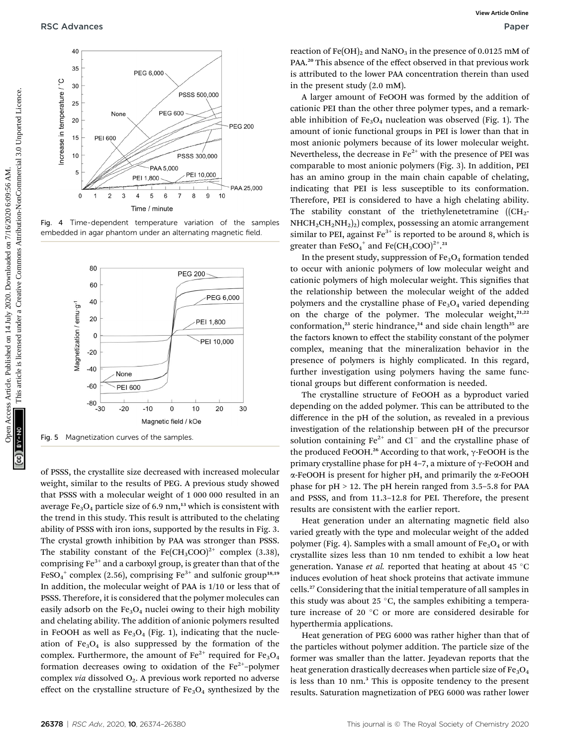Fig. 4 Time-dependent temperature variation of the samples embedded in agar phantom under an alternating magnetic field.

Fig. 5 Magnetization curves of the samples.

of PSSS, the crystallite size decreased with increased molecular weight, similar to the results of PEG. A previous study showed that PSSS with a molecular weight of 1 000 000 resulted in an average $Fe_3O_4$ particle size of 6.9 nm,[13] which is consistent with the trend in this study. This result is attributed to the chelating ability of PSSS with iron ions, supported by the results in Fig. 3. The crystal growth inhibition by PAA was stronger than PSSS. The stability constant of the $Fe(CH_3COO)^{2+}$ complex (3.38), comprising $Fe^{3+}$ and a carboxyl group, is greater than that of the $FeSO_4^+$ complex (2.56), comprising $Fe^{3+}$ and sulfonic group[18,19] In addition, the molecular weight of PAA is 1/10 or less that of PSSS. Therefore, it is considered that the polymer molecules can easily adsorb on the $Fe_3O_4$ nuclei owing to their high mobility and chelating ability. The addition of anionic polymers resulted in FeOOH as well as $Fe_3O_4$ (Fig. 1), indicating that the nucleation of $Fe_3O_4$ is also suppressed by the formation of the complex. Furthermore, the amount of $Fe^{2+}$ required for $Fe_3O_4$ formation decreases owing to oxidation of the $Fe^{2+}$–polymer complex *via* dissolved $O_2$. A previous work reported no adverse effect on the crystalline structure of $Fe_3O_4$ synthesized by the reaction of $Fe(OH)_2$ and $NaNO_3$ in the presence of 0.0125 mM of PAA.[20] This absence of the effect observed in that previous work is attributed to the lower PAA concentration therein than used in the present study (2.0 mM).

A larger amount of FeOOH was formed by the addition of cationic PEI than the other three polymer types, and a remarkable inhibition of $Fe_3O_4$ nucleation was observed (Fig. 1). The amount of ionic functional groups in PEI is lower than that in most anionic polymers because of its lower molecular weight. Nevertheless, the decrease in $Fe^{2+}$ with the presence of PEI was comparable to most anionic polymers (Fig. 3). In addition, PEI has an amino group in the main chain capable of chelating, indicating that PEI is less susceptible to its conformation. Therefore, PEI is considered to have a high chelating ability. The stability constant of the triethylenetetramine ($(CH_2NHCH_2CH_2NH_2)_2$) complex, possessing an atomic arrangement similar to PEI, against $Fe^{3+}$ is reported to be around 8, which is greater than $FeSO_4^+$ and $Fe(CH_3COO)^{2+}$.[21]

In the present study, suppression of $Fe_3O_4$ formation tended to occur with anionic polymers of low molecular weight and cationic polymers of high molecular weight. This signifies that the relationship between the molecular weight of the added polymers and the crystalline phase of $Fe_3O_4$ varied depending on the charge of the polymer. The molecular weight,[21,22] conformation,[23] steric hindrance,[24] and side chain length[25] are the factors known to effect the stability constant of the polymer complex, meaning that the mineralization behavior in the presence of polymers is highly complicated. In this regard, further investigation using polymers having the same functional groups but different conformation is needed.

The crystalline structure of FeOOH as a byproduct varied depending on the added polymer. This can be attributed to the difference in the pH of the solution, as revealed in a previous investigation of the relationship between pH of the precursor solution containing $Fe^{2+}$ and $Cl^-$ and the crystalline phase of the produced FeOOH.[26] According to that work, γ-FeOOH is the primary crystalline phase for pH 4–7, a mixture of γ-FeOOH and α-FeOOH is present for higher pH, and primarily the α-FeOOH phase for pH > 12. The pH herein ranged from 3.5–5.8 for PAA and PSSS, and from 11.3–12.8 for PEI. Therefore, the present results are consistent with the earlier report.

Heat generation under an alternating magnetic field also varied greatly with the type and molecular weight of the added polymer (Fig. 4). Samples with a small amount of $Fe_3O_4$ or with crystallite sizes less than 10 nm tended to exhibit a low heat generation. Yanase *et al.* reported that heating at about 45 °C induces evolution of heat shock proteins that activate immune cells.[27] Considering that the initial temperature of all samples in this study was about 25 °C, the samples exhibiting a temperature increase of 20 °C or more are considered desirable for hyperthermia applications.

Heat generation of PEG 6000 was rather higher than that of the particles without polymer addition. The particle size of the former was smaller than the latter. Jeyadevan reports that the heat generation drastically decreases when particle size of $Fe_3O_4$ is less than 10 nm.[3] This is opposite tendency to the present results. Saturation magnetization of PEG 6000 was rather lower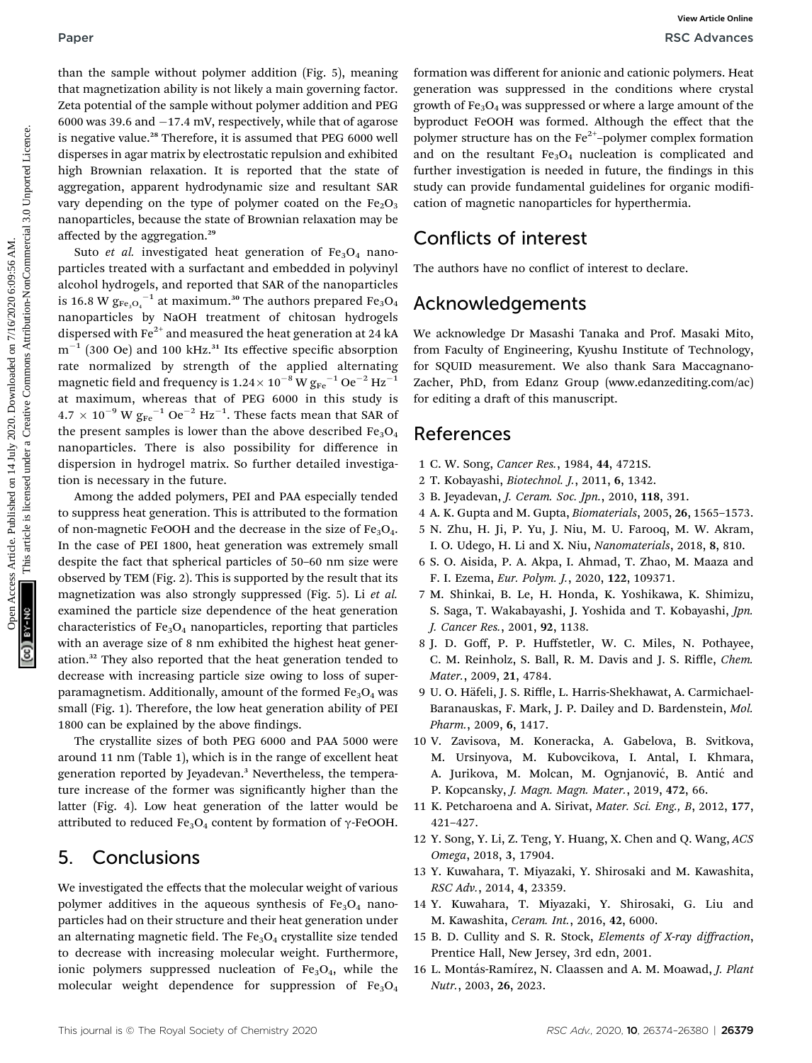than the sample without polymer addition (Fig. 5), meaning that magnetization ability is not likely a main governing factor. Zeta potential of the sample without polymer addition and PEG 6000 was 39.6 and −17.4 mV, respectively, while that of agarose is negative value.[28] Therefore, it is assumed that PEG 6000 well disperses in agar matrix by electrostatic repulsion and exhibited high Brownian relaxation. It is reported that the state of aggregation, apparent hydrodynamic size and resultant SAR vary depending on the type of polymer coated on the $Fe_2O_3$ nanoparticles, because the state of Brownian relaxation may be affected by the aggregation.[29]

Suto *et al.* investigated heat generation of $Fe_3O_4$ nanoparticles treated with a surfactant and embedded in polyvinyl alcohol hydrogels, and reported that SAR of the nanoparticles is 16.8 W $g_{Fe_3O_4}^{-1}$ at maximum.[30] The authors prepared $Fe_3O_4$ nanoparticles by NaOH treatment of chitosan hydrogels dispersed with $Fe^{2+}$ and measured the heat generation at 24 kA $m^{-1}$ (300 Oe) and 100 kHz.[31] Its effective specific absorption rate normalized by strength of the applied alternating magnetic field and frequency is $1.24 \times 10^{-8}$ W $g_{Fe}^{-1}$ $Oe^{-2}$ $Hz^{-1}$ at maximum, whereas that of PEG 6000 in this study is $4.7 \times 10^{-9}$ W $g_{Fe}^{-1}$ $Oe^{-2}$ $Hz^{-1}$. These facts mean that SAR of the present samples is lower than the above described $Fe_3O_4$ nanoparticles. There is also possibility for difference in dispersion in hydrogel matrix. So further detailed investigation is necessary in the future.

Among the added polymers, PEI and PAA especially tended to suppress heat generation. This is attributed to the formation of non-magnetic FeOOH and the decrease in the size of $Fe_3O_4$. In the case of PEI 1800, heat generation was extremely small despite the fact that spherical particles of 50–60 nm size were observed by TEM (Fig. 2). This is supported by the result that its magnetization was also strongly suppressed (Fig. 5). Li *et al.* examined the particle size dependence of the heat generation characteristics of $Fe_3O_4$ nanoparticles, reporting that particles with an average size of 8 nm exhibited the highest heat generation.[32] They also reported that the heat generation tended to decrease with increasing particle size owing to loss of superparamagnetism. Additionally, amount of the formed $Fe_3O_4$ was small (Fig. 1). Therefore, the low heat generation ability of PEI 1800 can be explained by the above findings.

The crystallite sizes of both PEG 6000 and PAA 5000 were around 11 nm (Table 1), which is in the range of excellent heat generation reported by Jeyadevan.[3] Nevertheless, the temperature increase of the former was significantly higher than the latter (Fig. 4). Low heat generation of the latter would be attributed to reduced $Fe_3O_4$ content by formation of γ-FeOOH.

## 5. Conclusions

We investigated the effects that the molecular weight of various polymer additives in the aqueous synthesis of $Fe_3O_4$ nanoparticles had on their structure and their heat generation under an alternating magnetic field. The $Fe_3O_4$ crystallite size tended to decrease with increasing molecular weight. Furthermore, ionic polymers suppressed nucleation of $Fe_3O_4$, while the molecular weight dependence for suppression of $Fe_3O_4$ formation was different for anionic and cationic polymers. Heat generation was suppressed in the conditions where crystal growth of $Fe_3O_4$ was suppressed or where a large amount of the byproduct FeOOH was formed. Although the effect that the polymer structure has on the $Fe^{2+}$–polymer complex formation and on the resultant $Fe_3O_4$ nucleation is complicated and further investigation is needed in future, the findings in this study can provide fundamental guidelines for organic modification of magnetic nanoparticles for hyperthermia.

## Conflicts of interest

The authors have no conflict of interest to declare.

## Acknowledgements

We acknowledge Dr Masashi Tanaka and Prof. Masaki Mito, from Faculty of Engineering, Kyushu Institute of Technology, for SQUID measurement. We also thank Sara Maccagnano-Zacher, PhD, from Edanz Group (www.edanzediting.com/ac) for editing a draft of this manuscript.

## References

1 C. W. Song, *Cancer Res.*, 1984, **44**, 4721S.
2 T. Kobayashi, *Biotechnol. J.*, 2011, **6**, 1342.
3 B. Jeyadevan, *J. Ceram. Soc. Jpn.*, 2010, **118**, 391.
4 A. K. Gupta and M. Gupta, *Biomaterials*, 2005, **26**, 1565–1573.
5 N. Zhu, H. Ji, P. Yu, J. Niu, M. U. Farooq, M. W. Akram, I. O. Udego, H. Li and X. Niu, *Nanomaterials*, 2018, **8**, 810.
6 S. O. Aisida, P. A. Akpa, I. Ahmad, T. Zhao, M. Maaza and F. I. Ezema, *Eur. Polym. J.*, 2020, **122**, 109371.
7 M. Shinkai, B. Le, H. Honda, K. Yoshikawa, K. Shimizu, S. Saga, T. Wakabayashi, J. Yoshida and T. Kobayashi, *Jpn. J. Cancer Res.*, 2001, **92**, 1138.
8 J. D. Goff, P. P. Huffstetler, W. C. Miles, N. Pothayee, C. M. Reinholz, S. Ball, R. M. Davis and J. S. Riffle, *Chem. Mater.*, 2009, **21**, 4784.
9 U. O. Häfeli, J. S. Riffle, L. Harris-Shekhawat, A. Carmichael-Baranauskas, F. Mark, J. P. Dailey and D. Bardenstein, *Mol. Pharm.*, 2009, **6**, 1417.
10 V. Zavisova, M. Koneracka, A. Gabelova, B. Svitkova, M. Ursinyova, M. Kubovcikova, I. Antal, I. Khmara, A. Jurikova, M. Molcan, M. Ognjanović, B. Antić and P. Kopcansky, *J. Magn. Magn. Mater.*, 2019, **472**, 66.
11 K. Petcharoena and A. Sirivat, *Mater. Sci. Eng., B*, 2012, **177**, 421–427.
12 Y. Song, Y. Li, Z. Teng, Y. Huang, X. Chen and Q. Wang, *ACS Omega*, 2018, **3**, 17904.
13 Y. Kuwahara, T. Miyazaki, Y. Shirosaki and M. Kawashita, *RSC Adv.*, 2014, **4**, 23359.
14 Y. Kuwahara, T. Miyazaki, Y. Shirosaki, G. Liu and M. Kawashita, *Ceram. Int.*, 2016, **42**, 6000.
15 B. D. Cullity and S. R. Stock, *Elements of X-ray diffraction*, Prentice Hall, New Jersey, 3rd edn, 2001.
16 L. Montás-Ramírez, N. Claassen and A. M. Moawad, *J. Plant Nutr.*, 2003, **26**, 2023.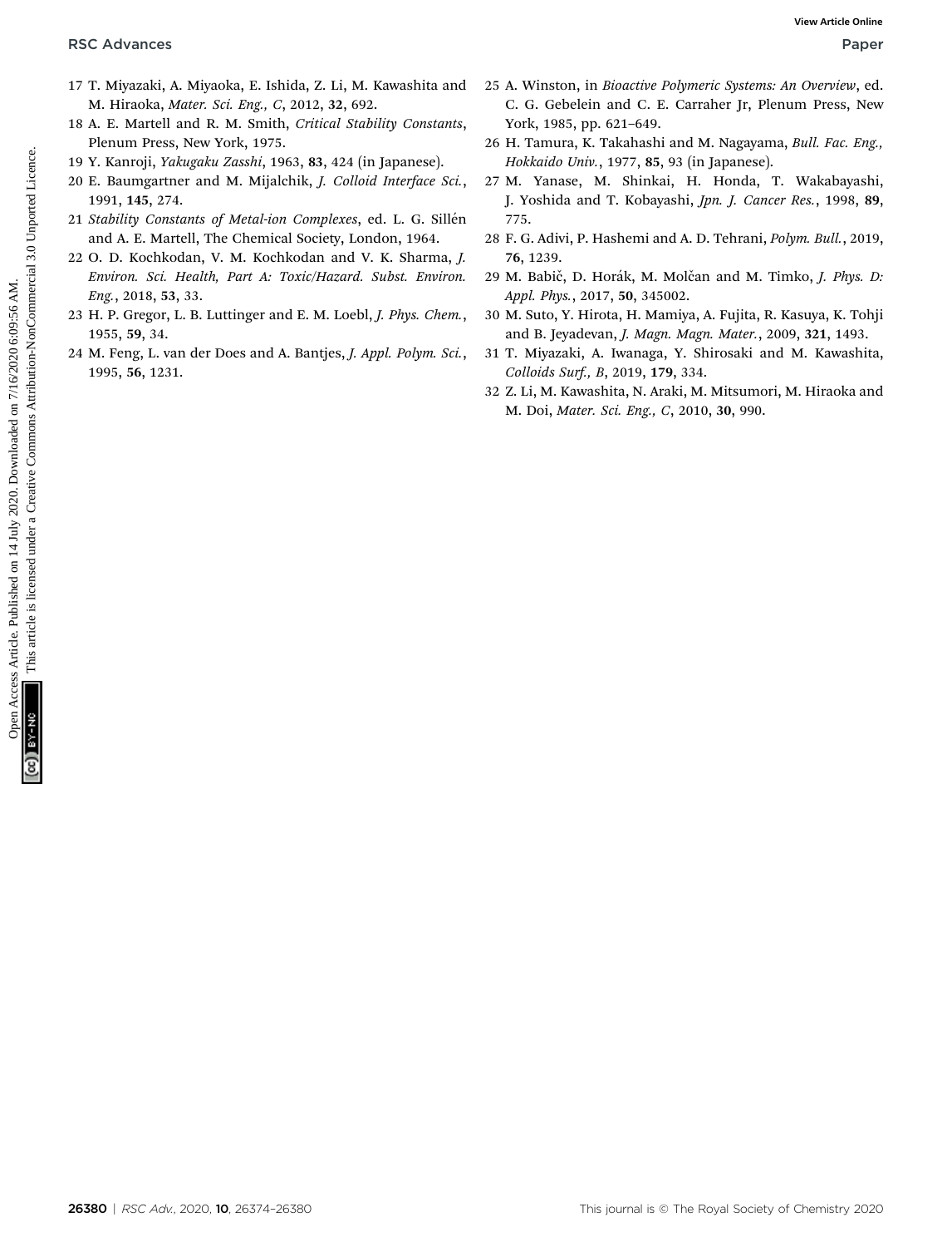17 T. Miyazaki, A. Miyaoka, E. Ishida, Z. Li, M. Kawashita and M. Hiraoka, *Mater. Sci. Eng., C*, 2012, **32**, 692.

18 A. E. Martell and R. M. Smith, *Critical Stability Constants*, Plenum Press, New York, 1975.

19 Y. Kanroji, *Yakugaku Zasshi*, 1963, **83**, 424 (in Japanese).

20 E. Baumgartner and M. Mijalchik, *J. Colloid Interface Sci.*, 1991, **145**, 274.

21 *Stability Constants of Metal-ion Complexes*, ed. L. G. Sillén and A. E. Martell, The Chemical Society, London, 1964.

22 O. D. Kochkodan, V. M. Kochkodan and V. K. Sharma, *J. Environ. Sci. Health, Part A: Toxic/Hazard. Subst. Environ. Eng.*, 2018, **53**, 33.

23 H. P. Gregor, L. B. Luttinger and E. M. Loebl, *J. Phys. Chem.*, 1955, **59**, 34.

24 M. Feng, L. van der Does and A. Bantjes, *J. Appl. Polym. Sci.*, 1995, **56**, 1231.

25 A. Winston, in *Bioactive Polymeric Systems: An Overview*, ed. C. G. Gebelein and C. E. Carraher Jr, Plenum Press, New York, 1985, pp. 621–649.

26 H. Tamura, K. Takahashi and M. Nagayama, *Bull. Fac. Eng., Hokkaido Univ.*, 1977, **85**, 93 (in Japanese).

27 M. Yanase, M. Shinkai, H. Honda, T. Wakabayashi, J. Yoshida and T. Kobayashi, *Jpn. J. Cancer Res.*, 1998, **89**, 775.

28 F. G. Adivi, P. Hashemi and A. D. Tehrani, *Polym. Bull.*, 2019, **76**, 1239.

29 M. Babič, D. Horák, M. Molčan and M. Timko, *J. Phys. D: Appl. Phys.*, 2017, **50**, 345002.

30 M. Suto, Y. Hirota, H. Mamiya, A. Fujita, R. Kasuya, K. Tohji and B. Jeyadevan, *J. Magn. Magn. Mater.*, 2009, **321**, 1493.

31 T. Miyazaki, A. Iwanaga, Y. Shirosaki and M. Kawashita, *Colloids Surf., B*, 2019, **179**, 334.

32 Z. Li, M. Kawashita, N. Araki, M. Mitsumori, M. Hiraoka and M. Doi, *Mater. Sci. Eng., C*, 2010, **30**, 990.